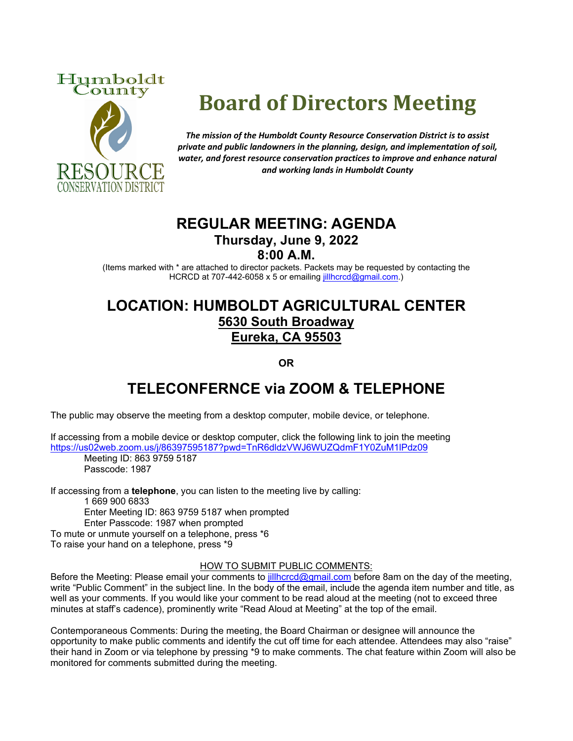Humboldt County

RESOURCE CONSERVATION DISTRICT

# Board of Directors Meeting

***The mission of the Humboldt County Resource Conservation District is to assist private and public landowners in the planning, design, and implementation of soil, water, and forest resource conservation practices to improve and enhance natural and working lands in Humboldt County***

## REGULAR MEETING: AGENDA

### Thursday, June 9, 2022

### 8:00 A.M.

(Items marked with * are attached to director packets. Packets may be requested by contacting the HCRCD at 707-442-6058 x 5 or emailing jillhcrcd@gmail.com.)

## LOCATION: HUMBOLDT AGRICULTURAL CENTER

### 5630 South Broadway

### Eureka, CA 95503

**OR**

## TELECONFERNCE via ZOOM & TELEPHONE

The public may observe the meeting from a desktop computer, mobile device, or telephone.

If accessing from a mobile device or desktop computer, click the following link to join the meeting https://us02web.zoom.us/j/86397595187?pwd=TnR6dldzVWJ6WUZQdmF1Y0ZuM1lPdz09

Meeting ID: 863 9759 5187
Passcode: 1987

If accessing from a **telephone**, you can listen to the meeting live by calling:

1 669 900 6833
Enter Meeting ID: 863 9759 5187 when prompted
Enter Passcode: 1987 when prompted

To mute or unmute yourself on a telephone, press *6
To raise your hand on a telephone, press *9

HOW TO SUBMIT PUBLIC COMMENTS:

Before the Meeting: Please email your comments to jillhcrcd@gmail.com before 8am on the day of the meeting, write "Public Comment" in the subject line. In the body of the email, include the agenda item number and title, as well as your comments. If you would like your comment to be read aloud at the meeting (not to exceed three minutes at staff's cadence), prominently write "Read Aloud at Meeting" at the top of the email.

Contemporaneous Comments: During the meeting, the Board Chairman or designee will announce the opportunity to make public comments and identify the cut off time for each attendee. Attendees may also "raise" their hand in Zoom or via telephone by pressing *9 to make comments. The chat feature within Zoom will also be monitored for comments submitted during the meeting.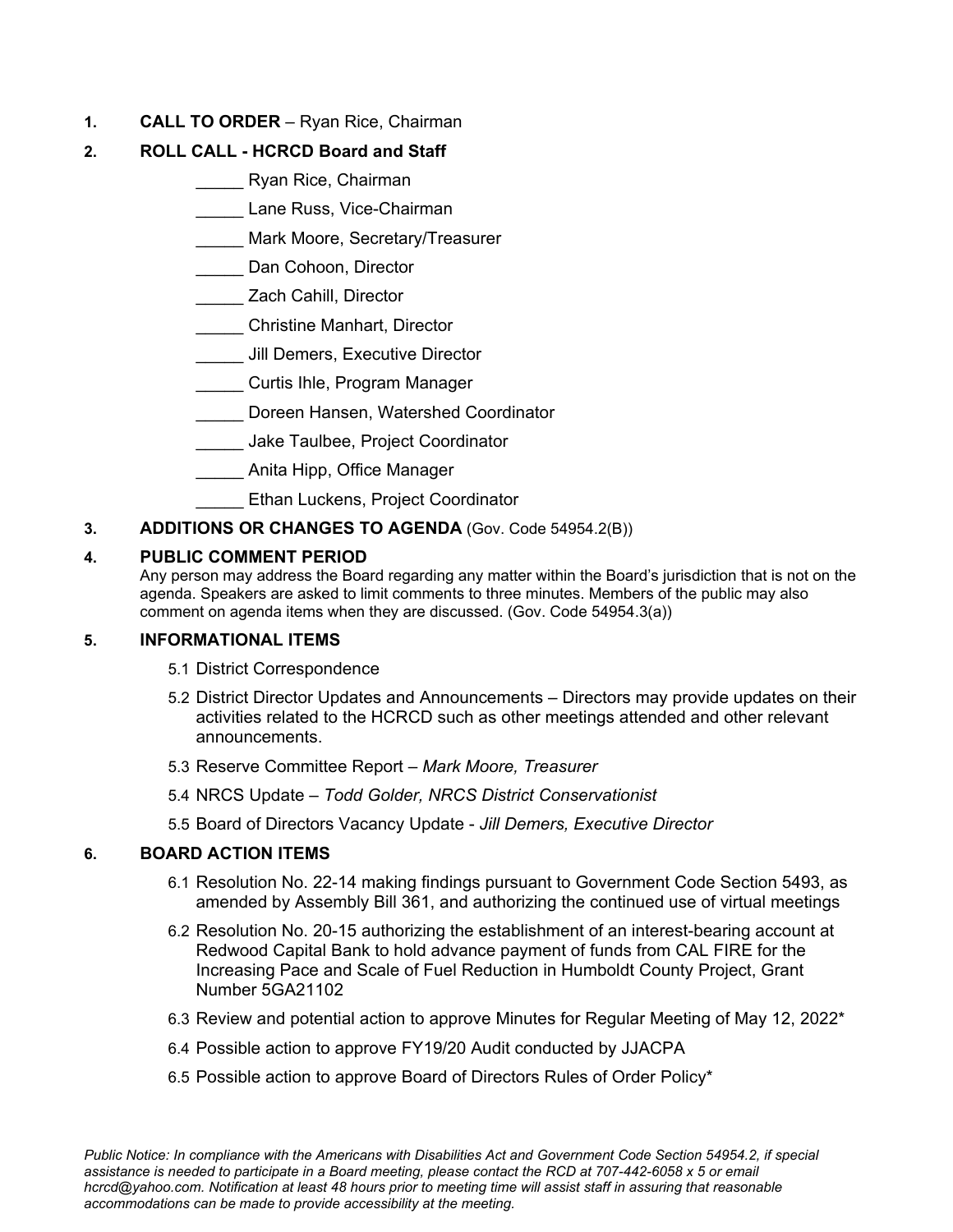1. **CALL TO ORDER** – Ryan Rice, Chairman

2. **ROLL CALL - HCRCD Board and Staff**

   _____ Ryan Rice, Chairman

   _____ Lane Russ, Vice-Chairman

   _____ Mark Moore, Secretary/Treasurer

   _____ Dan Cohoon, Director

   _____ Zach Cahill, Director

   _____ Christine Manhart, Director

   _____ Jill Demers, Executive Director

   _____ Curtis Ihle, Program Manager

   _____ Doreen Hansen, Watershed Coordinator

   _____ Jake Taulbee, Project Coordinator

   _____ Anita Hipp, Office Manager

   _____ Ethan Luckens, Project Coordinator

3. **ADDITIONS OR CHANGES TO AGENDA** (Gov. Code 54954.2(B))

4. **PUBLIC COMMENT PERIOD**

   Any person may address the Board regarding any matter within the Board's jurisdiction that is not on the agenda. Speakers are asked to limit comments to three minutes. Members of the public may also comment on agenda items when they are discussed. (Gov. Code 54954.3(a))

5. **INFORMATIONAL ITEMS**

   5.1 District Correspondence

   5.2 District Director Updates and Announcements – Directors may provide updates on their activities related to the HCRCD such as other meetings attended and other relevant announcements.

   5.3 Reserve Committee Report – *Mark Moore, Treasurer*

   5.4 NRCS Update – *Todd Golder, NRCS District Conservationist*

   5.5 Board of Directors Vacancy Update - *Jill Demers, Executive Director*

6. **BOARD ACTION ITEMS**

   6.1 Resolution No. 22-14 making findings pursuant to Government Code Section 5493, as amended by Assembly Bill 361, and authorizing the continued use of virtual meetings

   6.2 Resolution No. 20-15 authorizing the establishment of an interest-bearing account at Redwood Capital Bank to hold advance payment of funds from CAL FIRE for the Increasing Pace and Scale of Fuel Reduction in Humboldt County Project, Grant Number 5GA21102

   6.3 Review and potential action to approve Minutes for Regular Meeting of May 12, 2022*

   6.4 Possible action to approve FY19/20 Audit conducted by JJACPA

   6.5 Possible action to approve Board of Directors Rules of Order Policy*

*Public Notice: In compliance with the Americans with Disabilities Act and Government Code Section 54954.2, if special assistance is needed to participate in a Board meeting, please contact the RCD at 707-442-6058 x 5 or email hcrcd@yahoo.com. Notification at least 48 hours prior to meeting time will assist staff in assuring that reasonable accommodations can be made to provide accessibility at the meeting.*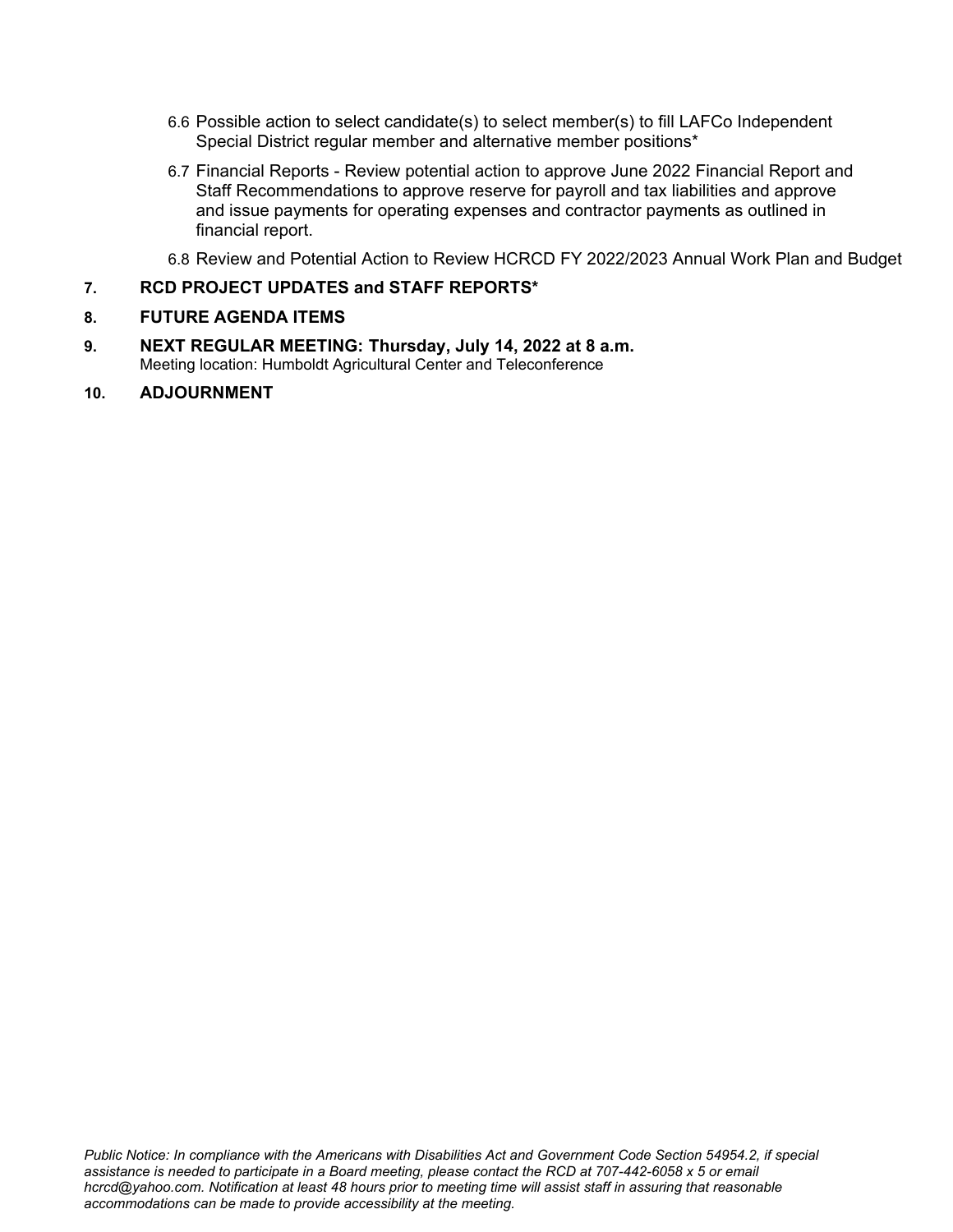6.6 Possible action to select candidate(s) to select member(s) to fill LAFCo Independent Special District regular member and alternative member positions*

6.7 Financial Reports - Review potential action to approve June 2022 Financial Report and Staff Recommendations to approve reserve for payroll and tax liabilities and approve and issue payments for operating expenses and contractor payments as outlined in financial report.

6.8 Review and Potential Action to Review HCRCD FY 2022/2023 Annual Work Plan and Budget

**7. RCD PROJECT UPDATES and STAFF REPORTS***

**8. FUTURE AGENDA ITEMS**

**9. NEXT REGULAR MEETING: Thursday, July 14, 2022 at 8 a.m.**
Meeting location: Humboldt Agricultural Center and Teleconference

**10. ADJOURNMENT**

*Public Notice: In compliance with the Americans with Disabilities Act and Government Code Section 54954.2, if special assistance is needed to participate in a Board meeting, please contact the RCD at 707-442-6058 x 5 or email hcrcd@yahoo.com. Notification at least 48 hours prior to meeting time will assist staff in assuring that reasonable accommodations can be made to provide accessibility at the meeting.*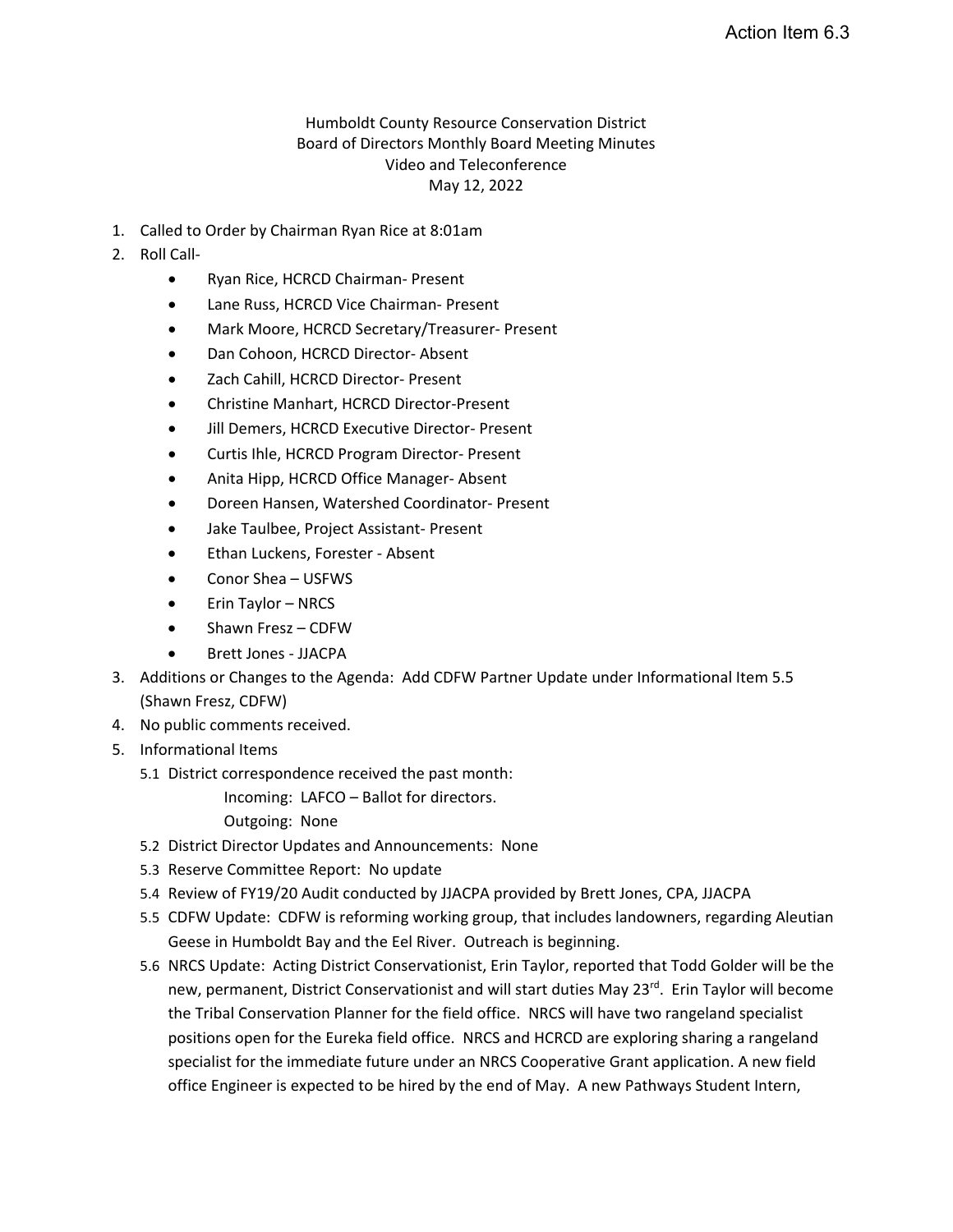Action Item 6.3

Humboldt County Resource Conservation District
Board of Directors Monthly Board Meeting Minutes
Video and Teleconference
May 12, 2022

1. Called to Order by Chairman Ryan Rice at 8:01am
2. Roll Call-
   - Ryan Rice, HCRCD Chairman- Present
   - Lane Russ, HCRCD Vice Chairman- Present
   - Mark Moore, HCRCD Secretary/Treasurer- Present
   - Dan Cohoon, HCRCD Director- Absent
   - Zach Cahill, HCRCD Director- Present
   - Christine Manhart, HCRCD Director-Present
   - Jill Demers, HCRCD Executive Director- Present
   - Curtis Ihle, HCRCD Program Director- Present
   - Anita Hipp, HCRCD Office Manager- Absent
   - Doreen Hansen, Watershed Coordinator- Present
   - Jake Taulbee, Project Assistant- Present
   - Ethan Luckens, Forester - Absent
   - Conor Shea – USFWS
   - Erin Taylor – NRCS
   - Shawn Fresz – CDFW
   - Brett Jones - JJACPA
3. Additions or Changes to the Agenda: Add CDFW Partner Update under Informational Item 5.5 (Shawn Fresz, CDFW)
4. No public comments received.
5. Informational Items
   - 5.1 District correspondence received the past month:
     
     Incoming: LAFCO – Ballot for directors.
     
     Outgoing: None
   - 5.2 District Director Updates and Announcements: None
   - 5.3 Reserve Committee Report: No update
   - 5.4 Review of FY19/20 Audit conducted by JJACPA provided by Brett Jones, CPA, JJACPA
   - 5.5 CDFW Update: CDFW is reforming working group, that includes landowners, regarding Aleutian Geese in Humboldt Bay and the Eel River. Outreach is beginning.
   - 5.6 NRCS Update: Acting District Conservationist, Erin Taylor, reported that Todd Golder will be the new, permanent, District Conservationist and will start duties May 23rd. Erin Taylor will become the Tribal Conservation Planner for the field office. NRCS will have two rangeland specialist positions open for the Eureka field office. NRCS and HCRCD are exploring sharing a rangeland specialist for the immediate future under an NRCS Cooperative Grant application. A new field office Engineer is expected to be hired by the end of May. A new Pathways Student Intern,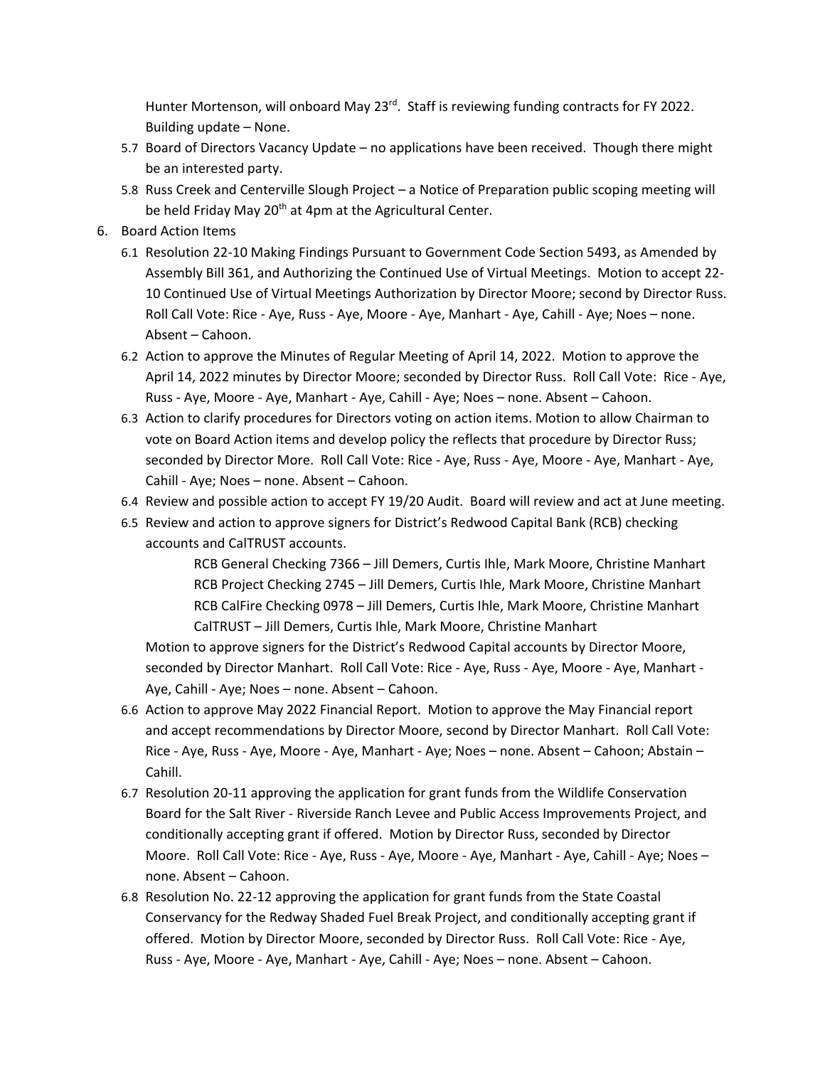Hunter Mortenson, will onboard May 23rd. Staff is reviewing funding contracts for FY 2022. Building update – None.

5.7 Board of Directors Vacancy Update – no applications have been received. Though there might be an interested party.

5.8 Russ Creek and Centerville Slough Project – a Notice of Preparation public scoping meeting will be held Friday May 20th at 4pm at the Agricultural Center.

6. Board Action Items

6.1 Resolution 22-10 Making Findings Pursuant to Government Code Section 5493, as Amended by Assembly Bill 361, and Authorizing the Continued Use of Virtual Meetings. Motion to accept 22-10 Continued Use of Virtual Meetings Authorization by Director Moore; second by Director Russ. Roll Call Vote: Rice - Aye, Russ - Aye, Moore - Aye, Manhart - Aye, Cahill - Aye; Noes – none. Absent – Cahoon.

6.2 Action to approve the Minutes of Regular Meeting of April 14, 2022. Motion to approve the April 14, 2022 minutes by Director Moore; seconded by Director Russ. Roll Call Vote: Rice - Aye, Russ - Aye, Moore - Aye, Manhart - Aye, Cahill - Aye; Noes – none. Absent – Cahoon.

6.3 Action to clarify procedures for Directors voting on action items. Motion to allow Chairman to vote on Board Action items and develop policy the reflects that procedure by Director Russ; seconded by Director More. Roll Call Vote: Rice - Aye, Russ - Aye, Moore - Aye, Manhart - Aye, Cahill - Aye; Noes – none. Absent – Cahoon.

6.4 Review and possible action to accept FY 19/20 Audit. Board will review and act at June meeting.

6.5 Review and action to approve signers for District's Redwood Capital Bank (RCB) checking accounts and CalTRUST accounts.

RCB General Checking 7366 – Jill Demers, Curtis Ihle, Mark Moore, Christine Manhart
RCB Project Checking 2745 – Jill Demers, Curtis Ihle, Mark Moore, Christine Manhart
RCB CalFire Checking 0978 – Jill Demers, Curtis Ihle, Mark Moore, Christine Manhart
CalTRUST – Jill Demers, Curtis Ihle, Mark Moore, Christine Manhart

Motion to approve signers for the District's Redwood Capital accounts by Director Moore, seconded by Director Manhart. Roll Call Vote: Rice - Aye, Russ - Aye, Moore - Aye, Manhart - Aye, Cahill - Aye; Noes – none. Absent – Cahoon.

6.6 Action to approve May 2022 Financial Report. Motion to approve the May Financial report and accept recommendations by Director Moore, second by Director Manhart. Roll Call Vote: Rice - Aye, Russ - Aye, Moore - Aye, Manhart - Aye; Noes – none. Absent – Cahoon; Abstain – Cahill.

6.7 Resolution 20-11 approving the application for grant funds from the Wildlife Conservation Board for the Salt River - Riverside Ranch Levee and Public Access Improvements Project, and conditionally accepting grant if offered. Motion by Director Russ, seconded by Director Moore. Roll Call Vote: Rice - Aye, Russ - Aye, Moore - Aye, Manhart - Aye, Cahill - Aye; Noes – none. Absent – Cahoon.

6.8 Resolution No. 22-12 approving the application for grant funds from the State Coastal Conservancy for the Redway Shaded Fuel Break Project, and conditionally accepting grant if offered. Motion by Director Moore, seconded by Director Russ. Roll Call Vote: Rice - Aye, Russ - Aye, Moore - Aye, Manhart - Aye, Cahill - Aye; Noes – none. Absent – Cahoon.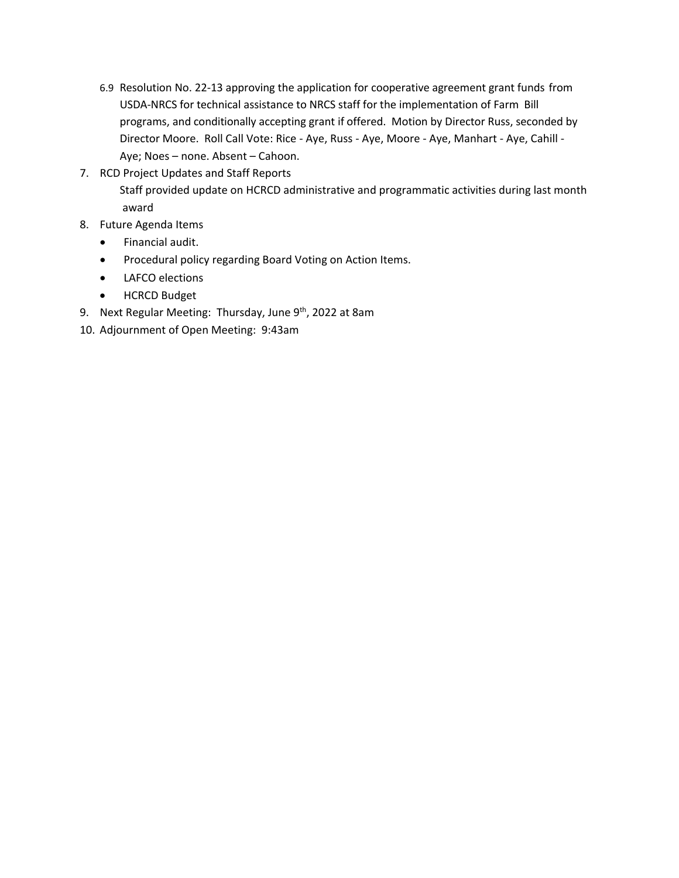6.9 Resolution No. 22-13 approving the application for cooperative agreement grant funds from USDA-NRCS for technical assistance to NRCS staff for the implementation of Farm Bill programs, and conditionally accepting grant if offered. Motion by Director Russ, seconded by Director Moore. Roll Call Vote: Rice - Aye, Russ - Aye, Moore - Aye, Manhart - Aye, Cahill - Aye; Noes – none. Absent – Cahoon.

7. RCD Project Updates and Staff Reports

   Staff provided update on HCRCD administrative and programmatic activities during last month award

8. Future Agenda Items
   - Financial audit.
   - Procedural policy regarding Board Voting on Action Items.
   - LAFCO elections
   - HCRCD Budget

9. Next Regular Meeting: Thursday, June 9th, 2022 at 8am

10. Adjournment of Open Meeting: 9:43am